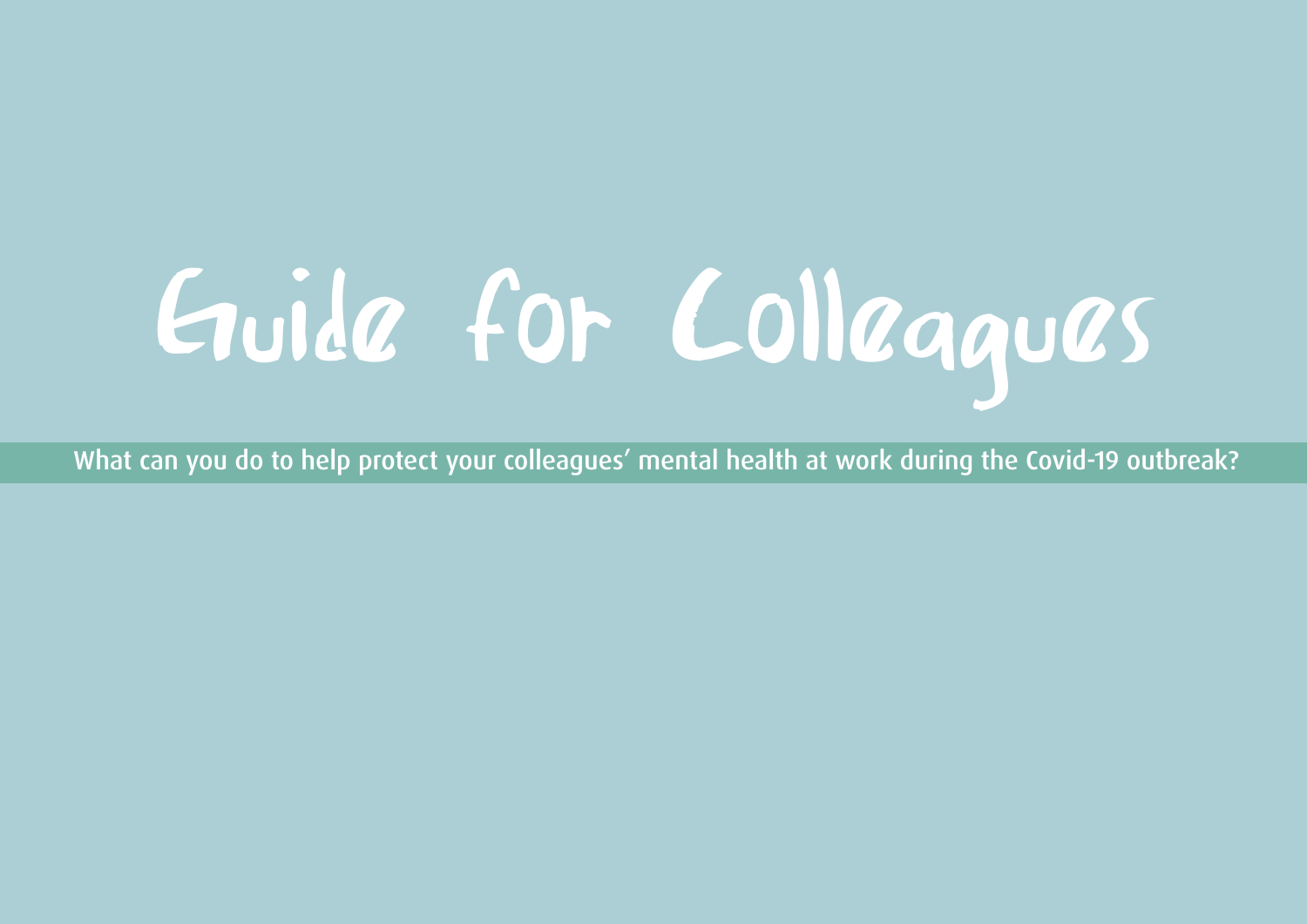# Guide for Colleagues

What can you do to help protect your colleagues' mental health at work during the Covid-19 outbreak?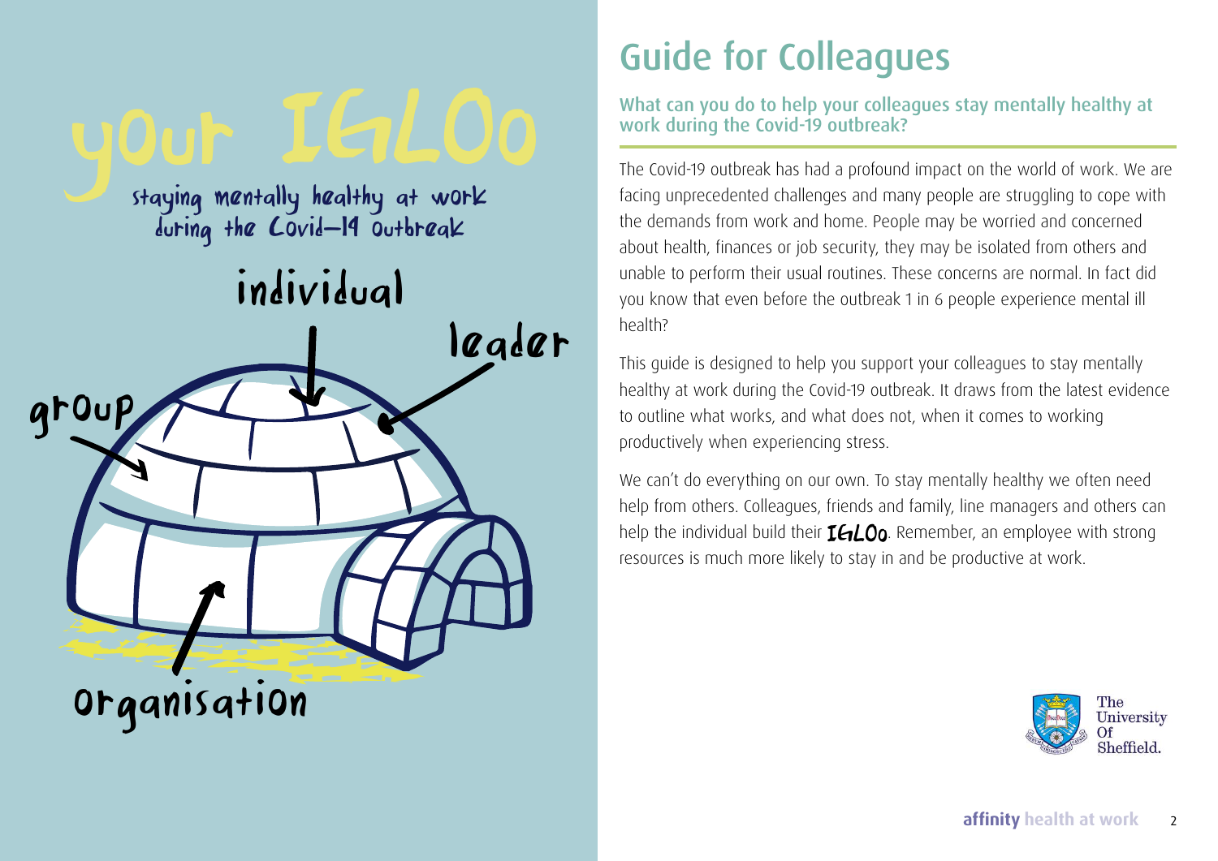your IGLOo

staying mentally healthy at work during the Covid-19 outbreak

individual

leader

group

organisation

# Guide for Colleagues

## What can you do to help your colleagues stay mentally healthy at work during the Covid-19 outbreak?

The Covid-19 outbreak has had a profound impact on the world of work. We are facing unprecedented challenges and many people are struggling to cope with the demands from work and home. People may be worried and concerned about health, finances or job security, they may be isolated from others and unable to perform their usual routines. These concerns are normal. In fact did you know that even before the outbreak 1 in 6 people experience mental ill health?

This guide is designed to help you support your colleagues to stay mentally healthy at work during the Covid-19 outbreak. It draws from the latest evidence to outline what works, and what does not, when it comes to working productively when experiencing stress.

We can't do everything on our own. To stay mentally healthy we often need help from others. Colleagues, friends and family, line managers and others can help the individual build their **IGLOo**. Remember, an employee with strong resources is much more likely to stay in and be productive at work.

The University Of Sheffield.

affinity health at work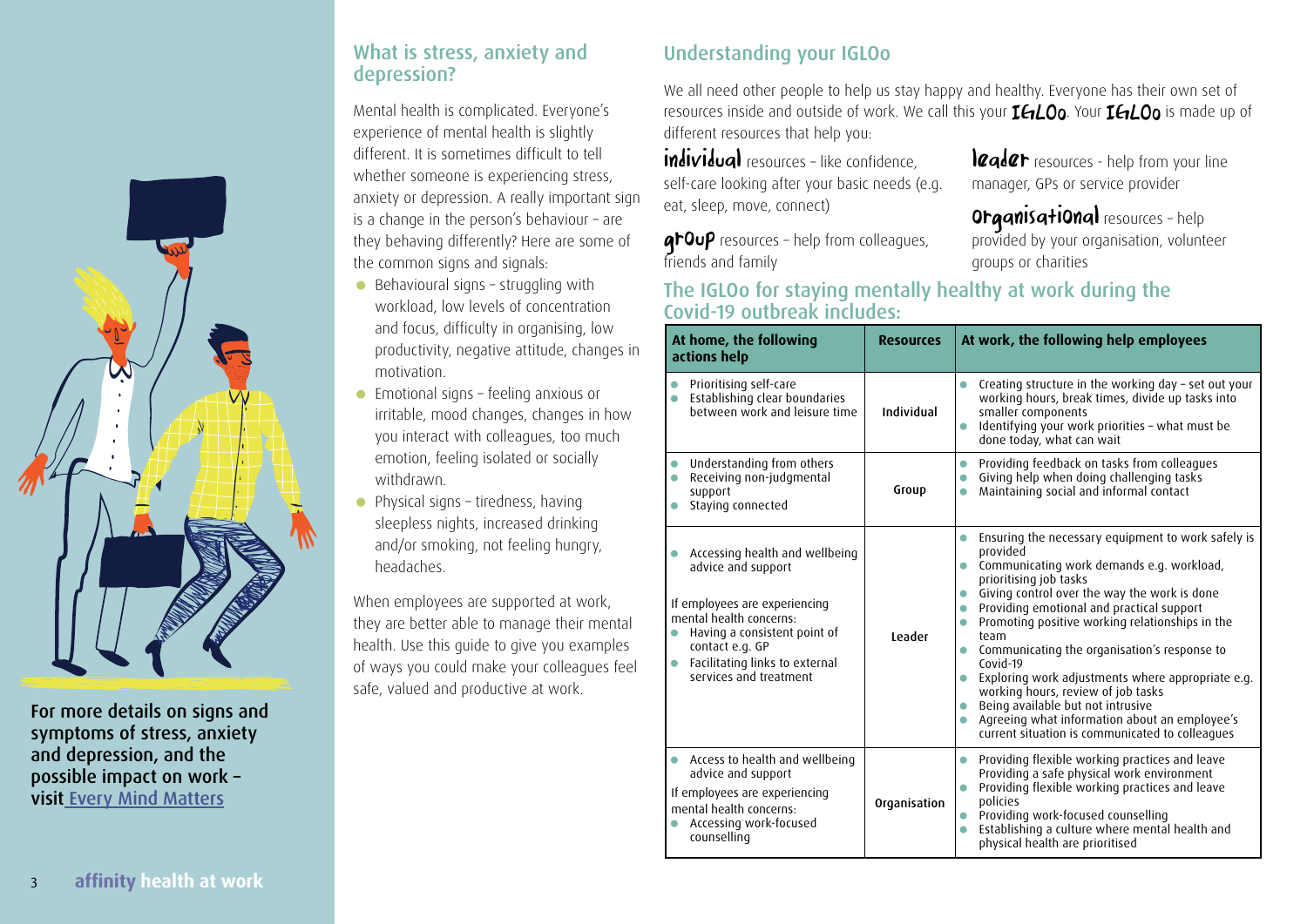## What is stress, anxiety and depression?

Mental health is complicated. Everyone's experience of mental health is slightly different. It is sometimes difficult to tell whether someone is experiencing stress, anxiety or depression. A really important sign is a change in the person's behaviour – are they behaving differently? Here are some of the common signs and signals:

- Behavioural signs – struggling with workload, low levels of concentration and focus, difficulty in organising, low productivity, negative attitude, changes in motivation.
- Emotional signs – feeling anxious or irritable, mood changes, changes in how you interact with colleagues, too much emotion, feeling isolated or socially withdrawn.
- Physical signs – tiredness, having sleepless nights, increased drinking and/or smoking, not feeling hungry, headaches.

When employees are supported at work, they are better able to manage their mental health. Use this guide to give you examples of ways you could make your colleagues feel safe, valued and productive at work.

For more details on signs and symptoms of stress, anxiety and depression, and the possible impact on work – visit [Every Mind Matters]

## Understanding your IGLOo

We all need other people to help us stay happy and healthy. Everyone has their own set of resources inside and outside of work. We call this your IGLOo. Your IGLOo is made up of different resources that help you:

**individual** resources – like confidence, self-care looking after your basic needs (e.g. eat, sleep, move, connect)

**group** resources – help from colleagues, friends and family

**leader** resources - help from your line manager, GPs or service provider

**Organisational** resources – help provided by your organisation, volunteer groups or charities

## The IGLOo for staying mentally healthy at work during the Covid-19 outbreak includes:

| At home, the following actions help | Resources | At work, the following help employees |
|---|---|---|
| • Prioritising self-care<br>• Establishing clear boundaries between work and leisure time | Individual | • Creating structure in the working day – set out your working hours, break times, divide up tasks into smaller components<br>• Identifying your work priorities – what must be done today, what can wait |
| • Understanding from others<br>• Receiving non-judgmental support<br>• Staying connected | Group | • Providing feedback on tasks from colleagues<br>• Giving help when doing challenging tasks<br>• Maintaining social and informal contact |
| • Accessing health and wellbeing advice and support<br><br>If employees are experiencing mental health concerns:<br>• Having a consistent point of contact e.g. GP<br>• Facilitating links to external services and treatment | Leader | • Ensuring the necessary equipment to work safely is provided<br>• Communicating work demands e.g. workload, prioritising job tasks<br>• Giving control over the way the work is done<br>• Providing emotional and practical support<br>• Promoting positive working relationships in the team<br>• Communicating the organisation's response to Covid-19<br>• Exploring work adjustments where appropriate e.g. working hours, review of job tasks<br>• Being available but not intrusive<br>• Agreeing what information about an employee's current situation is communicated to colleagues |
| • Access to health and wellbeing advice and support<br><br>If employees are experiencing mental health concerns:<br>• Accessing work-focused counselling | Organisation | • Providing flexible working practices and leave<br>Providing a safe physical work environment<br>• Providing flexible working practices and leave policies<br>• Providing work-focused counselling<br>• Establishing a culture where mental health and physical health are prioritised |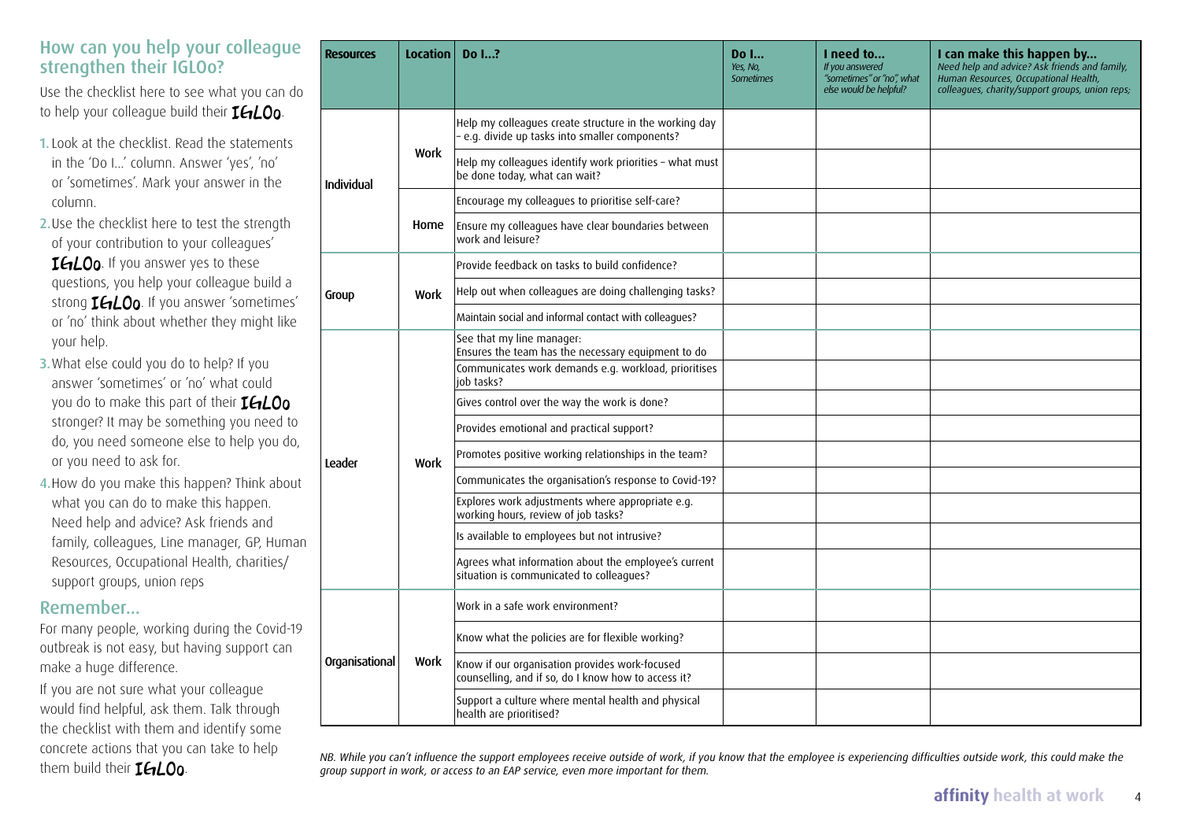## How can you help your colleague strengthen their IGLOo?

Use the checklist here to see what you can do to help your colleague build their IGLOo.

1. Look at the checklist. Read the statements in the 'Do I...' column. Answer 'yes', 'no' or 'sometimes'. Mark your answer in the column.
2. Use the checklist here to test the strength of your contribution to your colleagues' IGLOo. If you answer yes to these questions, you help your colleague build a strong IGLOo. If you answer 'sometimes' or 'no' think about whether they might like your help.
3. What else could you do to help? If you answer 'sometimes' or 'no' what could you do to make this part of their IGLOo stronger? It may be something you need to do, you need someone else to help you do, or you need to ask for.
4. How do you make this happen? Think about what you can do to make this happen. Need help and advice? Ask friends and family, colleagues, Line manager, GP, Human Resources, Occupational Health, charities/support groups, union reps

## Remember...

For many people, working during the Covid-19 outbreak is not easy, but having support can make a huge difference.

If you are not sure what your colleague would find helpful, ask them. Talk through the checklist with them and identify some concrete actions that you can take to help them build their IGLOo.

| Resources | Location | Do I...? | Do I... *Yes, No, Sometimes* | I need to... *If you answered "sometimes" or "no", what else would be helpful?* | I can make this happen by... *Need help and advice? Ask friends and family, Human Resources, Occupational Health, colleagues, charity/support groups, union reps;* |
|---|---|---|---|---|---|
| Individual | Work | Help my colleagues create structure in the working day – e.g. divide up tasks into smaller components? | | | |
| | | Help my colleagues identify work priorities – what must be done today, what can wait? | | | |
| | Home | Encourage my colleagues to prioritise self-care? | | | |
| | | Ensure my colleagues have clear boundaries between work and leisure? | | | |
| Group | Work | Provide feedback on tasks to build confidence? | | | |
| | | Help out when colleagues are doing challenging tasks? | | | |
| | | Maintain social and informal contact with colleagues? | | | |
| Leader | Work | See that my line manager: Ensures the team has the necessary equipment to do | | | |
| | | Communicates work demands e.g. workload, prioritises job tasks? | | | |
| | | Gives control over the way the work is done? | | | |
| | | Provides emotional and practical support? | | | |
| | | Promotes positive working relationships in the team? | | | |
| | | Communicates the organisation's response to Covid-19? | | | |
| | | Explores work adjustments where appropriate e.g. working hours, review of job tasks? | | | |
| | | Is available to employees but not intrusive? | | | |
| | | Agrees what information about the employee's current situation is communicated to colleagues? | | | |
| Organisational | Work | Work in a safe work environment? | | | |
| | | Know what the policies are for flexible working? | | | |
| | | Know if our organisation provides work-focused counselling, and if so, do I know how to access it? | | | |
| | | Support a culture where mental health and physical health are prioritised? | | | |

*NB. While you can't influence the support employees receive outside of work, if you know that the employee is experiencing difficulties outside work, this could make the group support in work, or access to an EAP service, even more important for them.*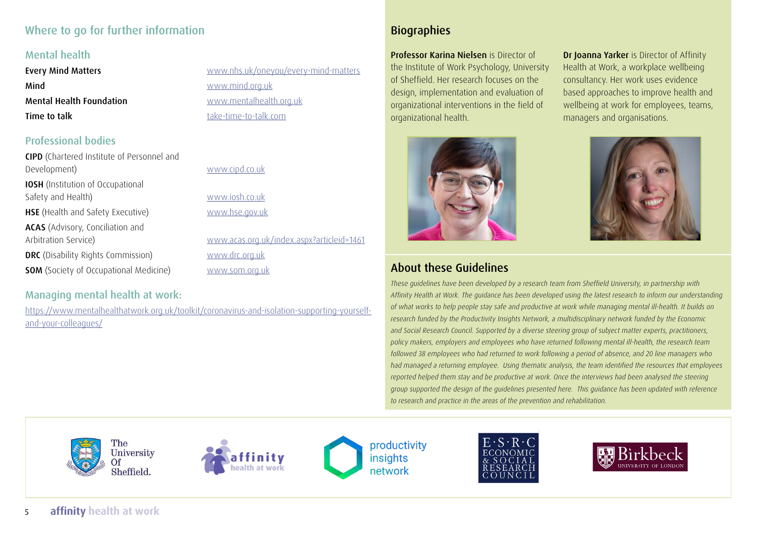## Where to go for further information

### Mental health

| | |
|---|---|
| **Every Mind Matters** | www.nhs.uk/oneyou/every-mind-matters |
| **Mind** | www.mind.org.uk |
| **Mental Health Foundation** | www.mentalhealth.org.uk |
| **Time to talk** | take-time-to-talk.com |

### Professional bodies

| | |
|---|---|
| **CIPD** (Chartered Institute of Personnel and Development) | www.cipd.co.uk |
| **IOSH** (Institution of Occupational Safety and Health) | www.iosh.co.uk |
| **HSE** (Health and Safety Executive) | www.hse.gov.uk |
| **ACAS** (Advisory, Conciliation and Arbitration Service) | www.acas.org.uk/index.aspx?articleid=1461 |
| **DRC** (Disability Rights Commission) | www.drc.org.uk |
| **SOM** (Society of Occupational Medicine) | www.som.org.uk |

### Managing mental health at work:

https://www.mentalhealthatwork.org.uk/toolkit/coronavirus-and-isolation-supporting-yourself-and-your-colleagues/

## Biographies

**Professor Karina Nielsen** is Director of the Institute of Work Psychology, University of Sheffield. Her research focuses on the design, implementation and evaluation of organizational interventions in the field of organizational health.

**Dr Joanna Yarker** is Director of Affinity Health at Work, a workplace wellbeing consultancy. Her work uses evidence based approaches to improve health and wellbeing at work for employees, teams, managers and organisations.

## About these Guidelines

*These guidelines have been developed by a research team from Sheffield University, in partnership with Affinity Health at Work. The guidance has been developed using the latest research to inform our understanding of what works to help people stay safe and productive at work while managing mental ill-health. It builds on research funded by the Productivity Insights Network, a multidisciplinary network funded by the Economic and Social Research Council. Supported by a diverse steering group of subject matter experts, practitioners, policy makers, employers and employees who have returned following mental ill-health, the research team followed 38 employees who had returned to work following a period of absence, and 20 line managers who had managed a returning employee. Using thematic analysis, the team identified the resources that employees reported helped them stay and be productive at work. Once the interviews had been analysed the steering group supported the design of the guidelines presented here. This guidance has been updated with reference to research and practice in the areas of the prevention and rehabilitation.*

The University Of Sheffield.

affinity health at work

productivity insights network

E·S·R·C ECONOMIC & SOCIAL RESEARCH COUNCIL

Birkbeck UNIVERSITY OF LONDON